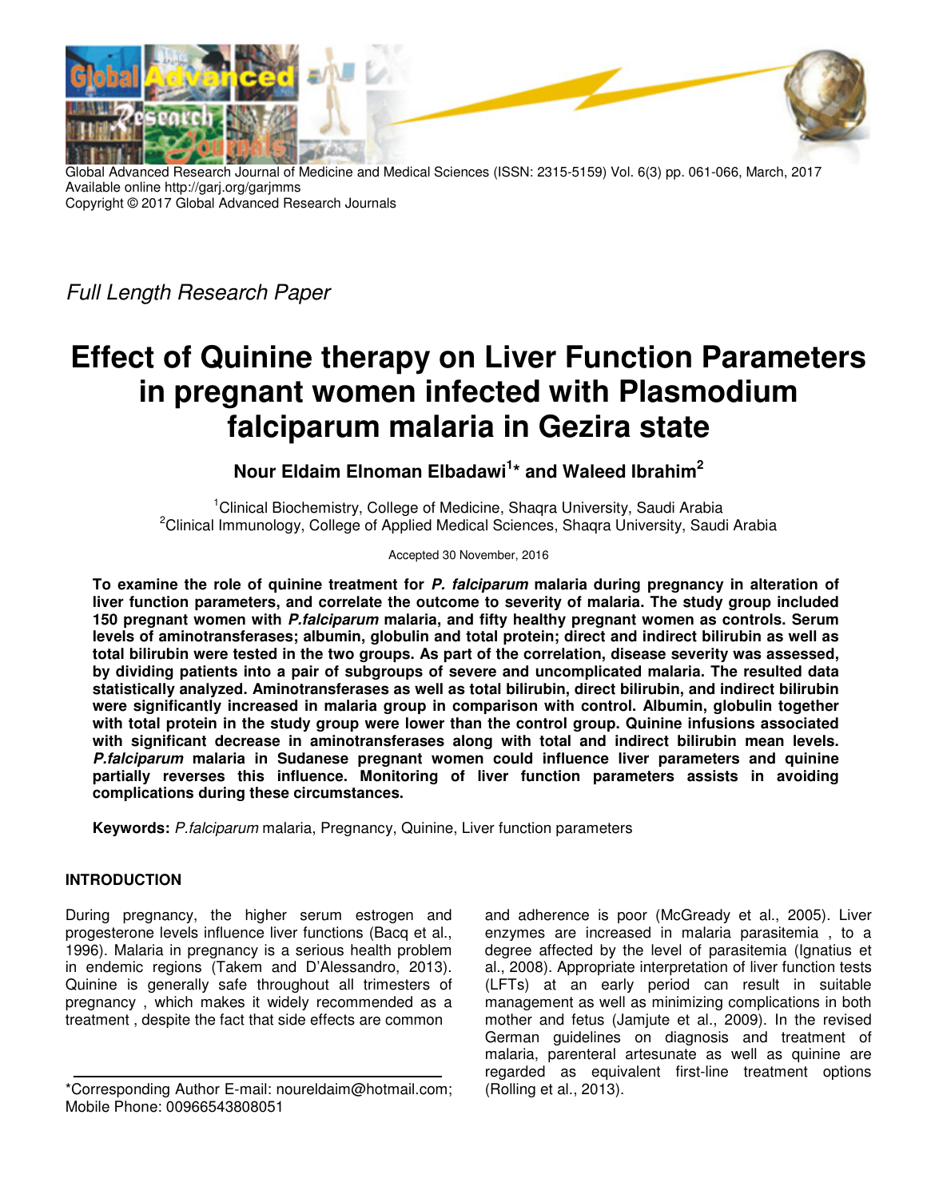Global Advanced Research Journal of Medicine and Medical Sciences (ISSN: 2315-5159) Vol. 6(3) pp. 061-066, March, 2017
Available online http://garj.org/garjmms
Copyright © 2017 Global Advanced Research Journals

*Full Length Research Paper*

# Effect of Quinine therapy on Liver Function Parameters in pregnant women infected with Plasmodium falciparum malaria in Gezira state

**Nour Eldaim Elnoman Elbadawi[1]* and Waleed Ibrahim[2]**

[1]Clinical Biochemistry, College of Medicine, Shaqra University, Saudi Arabia
[2]Clinical Immunology, College of Applied Medical Sciences, Shaqra University, Saudi Arabia

Accepted 30 November, 2016

**To examine the role of quinine treatment for *P. falciparum* malaria during pregnancy in alteration of liver function parameters, and correlate the outcome to severity of malaria. The study group included 150 pregnant women with *P.falciparum* malaria, and fifty healthy pregnant women as controls. Serum levels of aminotransferases; albumin, globulin and total protein; direct and indirect bilirubin as well as total bilirubin were tested in the two groups. As part of the correlation, disease severity was assessed, by dividing patients into a pair of subgroups of severe and uncomplicated malaria. The resulted data statistically analyzed. Aminotransferases as well as total bilirubin, direct bilirubin, and indirect bilirubin were significantly increased in malaria group in comparison with control. Albumin, globulin together with total protein in the study group were lower than the control group. Quinine infusions associated with significant decrease in aminotransferases along with total and indirect bilirubin mean levels. *P.falciparum* malaria in Sudanese pregnant women could influence liver parameters and quinine partially reverses this influence. Monitoring of liver function parameters assists in avoiding complications during these circumstances.**

**Keywords:** *P.falciparum* malaria, Pregnancy, Quinine, Liver function parameters

## INTRODUCTION

During pregnancy, the higher serum estrogen and progesterone levels influence liver functions (Bacq et al., 1996). Malaria in pregnancy is a serious health problem in endemic regions (Takem and D'Alessandro, 2013). Quinine is generally safe throughout all trimesters of pregnancy , which makes it widely recommended as a treatment , despite the fact that side effects are common and adherence is poor (McGready et al., 2005). Liver enzymes are increased in malaria parasitemia , to a degree affected by the level of parasitemia (Ignatius et al., 2008). Appropriate interpretation of liver function tests (LFTs) at an early period can result in suitable management as well as minimizing complications in both mother and fetus (Jamjute et al., 2009). In the revised German guidelines on diagnosis and treatment of malaria, parenteral artesunate as well as quinine are regarded as equivalent first-line treatment options (Rolling et al., 2013).

*Corresponding Author E-mail: noureldaim@hotmail.com; Mobile Phone: 00966543808051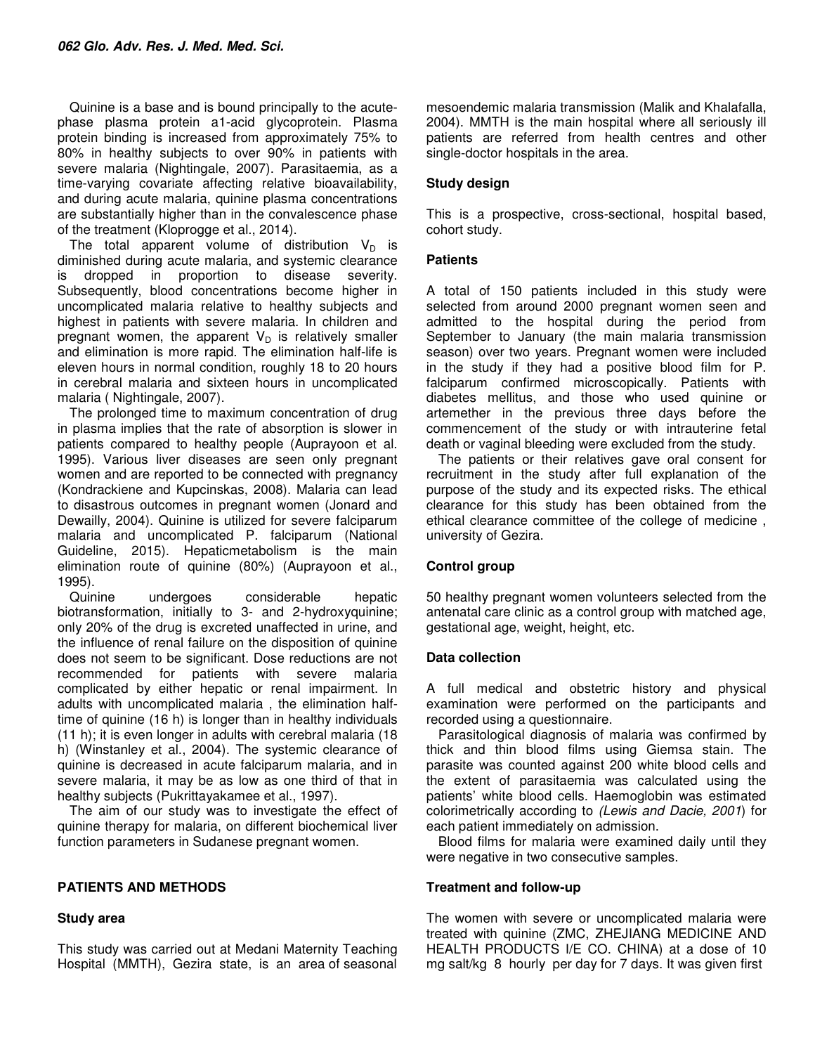Quinine is a base and is bound principally to the acute-phase plasma protein a1-acid glycoprotein. Plasma protein binding is increased from approximately 75% to 80% in healthy subjects to over 90% in patients with severe malaria (Nightingale, 2007). Parasitaemia, as a time-varying covariate affecting relative bioavailability, and during acute malaria, quinine plasma concentrations are substantially higher than in the convalescence phase of the treatment (Kloprogge et al., 2014).

The total apparent volume of distribution $V_D$ is diminished during acute malaria, and systemic clearance is dropped in proportion to disease severity. Subsequently, blood concentrations become higher in uncomplicated malaria relative to healthy subjects and highest in patients with severe malaria. In children and pregnant women, the apparent $V_D$ is relatively smaller and elimination is more rapid. The elimination half-life is eleven hours in normal condition, roughly 18 to 20 hours in cerebral malaria and sixteen hours in uncomplicated malaria ( Nightingale, 2007).

The prolonged time to maximum concentration of drug in plasma implies that the rate of absorption is slower in patients compared to healthy people (Auprayoon et al. 1995). Various liver diseases are seen only pregnant women and are reported to be connected with pregnancy (Kondrackiene and Kupcinskas, 2008). Malaria can lead to disastrous outcomes in pregnant women (Jonard and Dewailly, 2004). Quinine is utilized for severe falciparum malaria and uncomplicated P. falciparum (National Guideline, 2015). Hepaticmetabolism is the main elimination route of quinine (80%) (Auprayoon et al., 1995).

Quinine undergoes considerable hepatic biotransformation, initially to 3- and 2-hydroxyquinine; only 20% of the drug is excreted unaffected in urine, and the influence of renal failure on the disposition of quinine does not seem to be significant. Dose reductions are not recommended for patients with severe malaria complicated by either hepatic or renal impairment. In adults with uncomplicated malaria , the elimination half-time of quinine (16 h) is longer than in healthy individuals (11 h); it is even longer in adults with cerebral malaria (18 h) (Winstanley et al., 2004). The systemic clearance of quinine is decreased in acute falciparum malaria, and in severe malaria, it may be as low as one third of that in healthy subjects (Pukrittayakamee et al., 1997).

The aim of our study was to investigate the effect of quinine therapy for malaria, on different biochemical liver function parameters in Sudanese pregnant women.

## PATIENTS AND METHODS

### Study area

This study was carried out at Medani Maternity Teaching Hospital (MMTH), Gezira state, is an area of seasonal mesoendemic malaria transmission (Malik and Khalafalla, 2004). MMTH is the main hospital where all seriously ill patients are referred from health centres and other single-doctor hospitals in the area.

### Study design

This is a prospective, cross-sectional, hospital based, cohort study.

### Patients

A total of 150 patients included in this study were selected from around 2000 pregnant women seen and admitted to the hospital during the period from September to January (the main malaria transmission season) over two years. Pregnant women were included in the study if they had a positive blood film for P. falciparum confirmed microscopically. Patients with diabetes mellitus, and those who used quinine or artemether in the previous three days before the commencement of the study or with intrauterine fetal death or vaginal bleeding were excluded from the study.

The patients or their relatives gave oral consent for recruitment in the study after full explanation of the purpose of the study and its expected risks. The ethical clearance for this study has been obtained from the ethical clearance committee of the college of medicine , university of Gezira.

### Control group

50 healthy pregnant women volunteers selected from the antenatal care clinic as a control group with matched age, gestational age, weight, height, etc.

### Data collection

A full medical and obstetric history and physical examination were performed on the participants and recorded using a questionnaire.

Parasitological diagnosis of malaria was confirmed by thick and thin blood films using Giemsa stain. The parasite was counted against 200 white blood cells and the extent of parasitaemia was calculated using the patients' white blood cells. Haemoglobin was estimated colorimetrically according to *(Lewis and Dacie, 2001*) for each patient immediately on admission.

Blood films for malaria were examined daily until they were negative in two consecutive samples.

### Treatment and follow-up

The women with severe or uncomplicated malaria were treated with quinine (ZMC, ZHEJIANG MEDICINE AND HEALTH PRODUCTS I/E CO. CHINA) at a dose of 10 mg salt/kg 8 hourly per day for 7 days. It was given first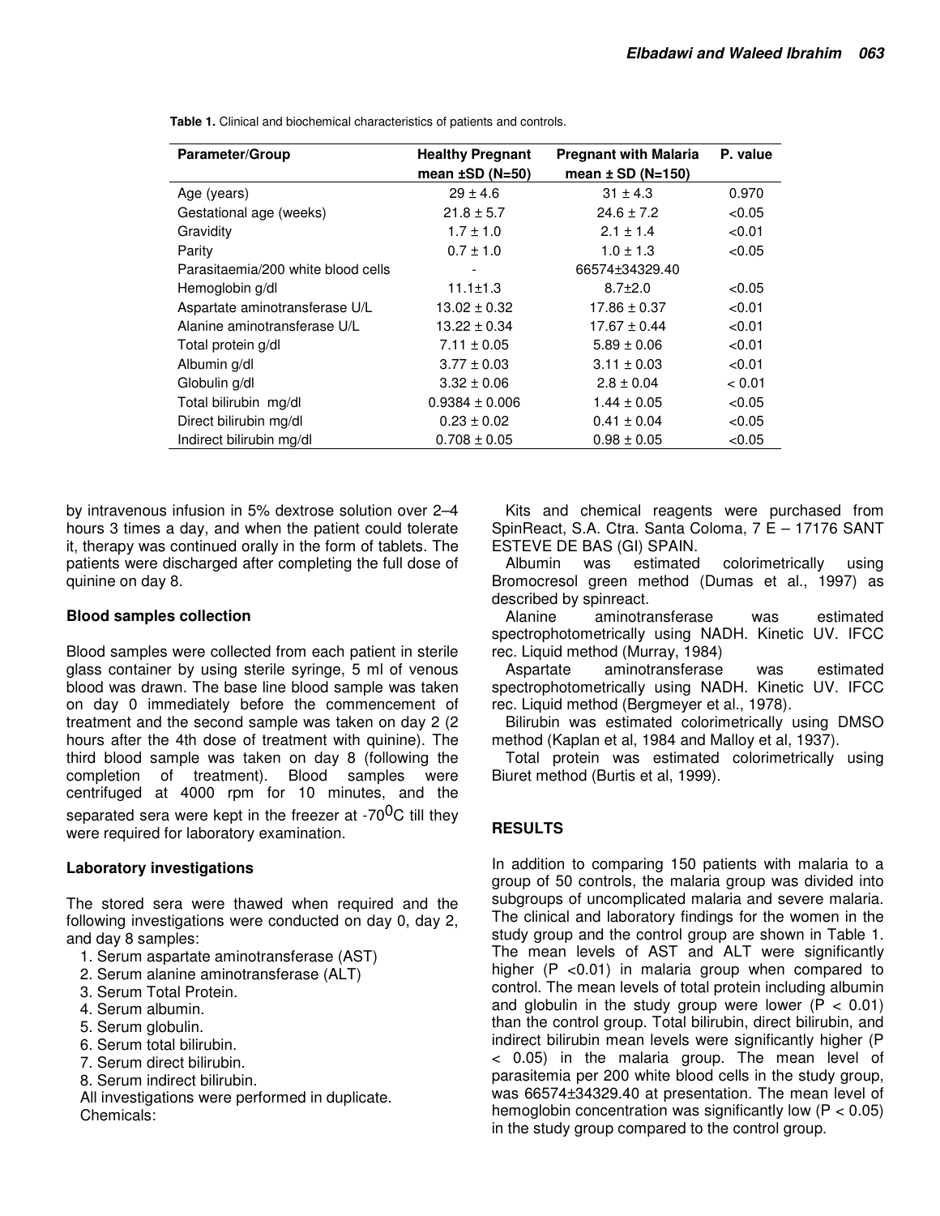**Table 1.** Clinical and biochemical characteristics of patients and controls.

| Parameter/Group | Healthy Pregnant mean ±SD (N=50) | Pregnant with Malaria mean ± SD (N=150) | P. value |
|---|---|---|---|
| Age (years) | 29 ± 4.6 | 31 ± 4.3 | 0.970 |
| Gestational age (weeks) | 21.8 ± 5.7 | 24.6 ± 7.2 | <0.05 |
| Gravidity | 1.7 ± 1.0 | 2.1 ± 1.4 | <0.01 |
| Parity | 0.7 ± 1.0 | 1.0 ± 1.3 | <0.05 |
| Parasitaemia/200 white blood cells | - | 66574±34329.40 | |
| Hemoglobin g/dl | 11.1±1.3 | 8.7±2.0 | <0.05 |
| Aspartate aminotransferase U/L | 13.02 ± 0.32 | 17.86 ± 0.37 | <0.01 |
| Alanine aminotransferase U/L | 13.22 ± 0.34 | 17.67 ± 0.44 | <0.01 |
| Total protein g/dl | 7.11 ± 0.05 | 5.89 ± 0.06 | <0.01 |
| Albumin g/dl | 3.77 ± 0.03 | 3.11 ± 0.03 | <0.01 |
| Globulin g/dl | 3.32 ± 0.06 | 2.8 ± 0.04 | < 0.01 |
| Total bilirubin mg/dl | 0.9384 ± 0.006 | 1.44 ± 0.05 | <0.05 |
| Direct bilirubin mg/dl | 0.23 ± 0.02 | 0.41 ± 0.04 | <0.05 |
| Indirect bilirubin mg/dl | 0.708 ± 0.05 | 0.98 ± 0.05 | <0.05 |

by intravenous infusion in 5% dextrose solution over 2–4 hours 3 times a day, and when the patient could tolerate it, therapy was continued orally in the form of tablets. The patients were discharged after completing the full dose of quinine on day 8.

### Blood samples collection

Blood samples were collected from each patient in sterile glass container by using sterile syringe, 5 ml of venous blood was drawn. The base line blood sample was taken on day 0 immediately before the commencement of treatment and the second sample was taken on day 2 (2 hours after the 4th dose of treatment with quinine). The third blood sample was taken on day 8 (following the completion of treatment). Blood samples were centrifuged at 4000 rpm for 10 minutes, and the separated sera were kept in the freezer at -70$^0$C till they were required for laboratory examination.

### Laboratory investigations

The stored sera were thawed when required and the following investigations were conducted on day 0, day 2, and day 8 samples:

1. Serum aspartate aminotransferase (AST)
2. Serum alanine aminotransferase (ALT)
3. Serum Total Protein.
4. Serum albumin.
5. Serum globulin.
6. Serum total bilirubin.
7. Serum direct bilirubin.
8. Serum indirect bilirubin.

All investigations were performed in duplicate.
Chemicals:

Kits and chemical reagents were purchased from SpinReact, S.A. Ctra. Santa Coloma, 7 E – 17176 SANT ESTEVE DE BAS (GI) SPAIN.

Albumin was estimated colorimetrically using Bromocresol green method (Dumas et al., 1997) as described by spinreact.

Alanine aminotransferase was estimated spectrophotometrically using NADH. Kinetic UV. IFCC rec. Liquid method (Murray, 1984)

Aspartate aminotransferase was estimated spectrophotometrically using NADH. Kinetic UV. IFCC rec. Liquid method (Bergmeyer et al., 1978).

Bilirubin was estimated colorimetrically using DMSO method (Kaplan et al, 1984 and Malloy et al, 1937).

Total protein was estimated colorimetrically using Biuret method (Burtis et al, 1999).

## RESULTS

In addition to comparing 150 patients with malaria to a group of 50 controls, the malaria group was divided into subgroups of uncomplicated malaria and severe malaria. The clinical and laboratory findings for the women in the study group and the control group are shown in Table 1. The mean levels of AST and ALT were significantly higher ($P < 0.01$) in malaria group when compared to control. The mean levels of total protein including albumin and globulin in the study group were lower ($P < 0.01$) than the control group. Total bilirubin, direct bilirubin, and indirect bilirubin mean levels were significantly higher ($P < 0.05$) in the malaria group. The mean level of parasitemia per 200 white blood cells in the study group, was 66574±34329.40 at presentation. The mean level of hemoglobin concentration was significantly low ($P < 0.05$) in the study group compared to the control group.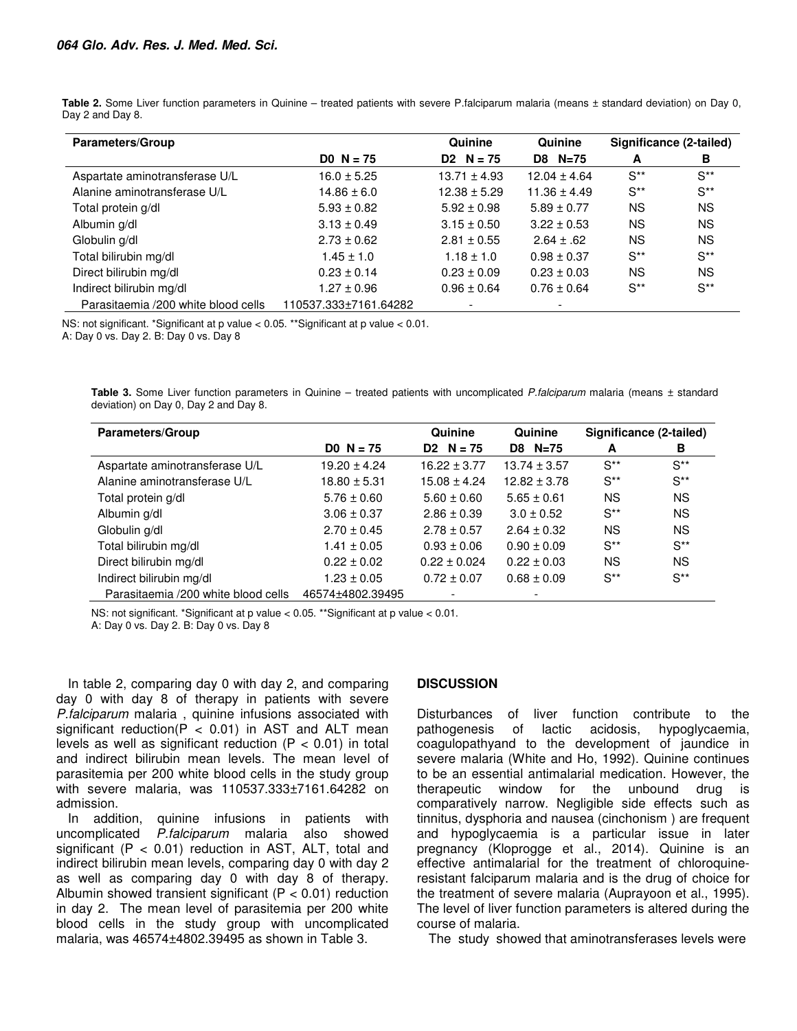**Table 2.** Some Liver function parameters in Quinine – treated patients with severe P.falciparum malaria (means ± standard deviation) on Day 0, Day 2 and Day 8.

| Parameters/Group | | Quinine | Quinine | Significance (2-tailed) | |
|---|---|---|---|---|---|
| | D0 N = 75 | D2 N = 75 | D8 N=75 | A | B |
| Aspartate aminotransferase U/L | 16.0 ± 5.25 | 13.71 ± 4.93 | 12.04 ± 4.64 | S** | S** |
| Alanine aminotransferase U/L | 14.86 ± 6.0 | 12.38 ± 5.29 | 11.36 ± 4.49 | S** | S** |
| Total protein g/dl | 5.93 ± 0.82 | 5.92 ± 0.98 | 5.89 ± 0.77 | NS | NS |
| Albumin g/dl | 3.13 ± 0.49 | 3.15 ± 0.50 | 3.22 ± 0.53 | NS | NS |
| Globulin g/dl | 2.73 ± 0.62 | 2.81 ± 0.55 | 2.64 ± .62 | NS | NS |
| Total bilirubin mg/dl | 1.45 ± 1.0 | 1.18 ± 1.0 | 0.98 ± 0.37 | S** | S** |
| Direct bilirubin mg/dl | 0.23 ± 0.14 | 0.23 ± 0.09 | 0.23 ± 0.03 | NS | NS |
| Indirect bilirubin mg/dl | 1.27 ± 0.96 | 0.96 ± 0.64 | 0.76 ± 0.64 | S** | S** |
| Parasitaemia /200 white blood cells | 110537.333±7161.64282 | - | - | | |

NS: not significant. *Significant at p value < 0.05. **Significant at p value < 0.01.
A: Day 0 vs. Day 2. B: Day 0 vs. Day 8

**Table 3.** Some Liver function parameters in Quinine – treated patients with uncomplicated *P.falciparum* malaria (means ± standard deviation) on Day 0, Day 2 and Day 8.

| Parameters/Group | | Quinine | Quinine | Significance (2-tailed) | |
|---|---|---|---|---|---|
| | D0 N = 75 | D2 N = 75 | D8 N=75 | A | B |
| Aspartate aminotransferase U/L | 19.20 ± 4.24 | 16.22 ± 3.77 | 13.74 ± 3.57 | S** | S** |
| Alanine aminotransferase U/L | 18.80 ± 5.31 | 15.08 ± 4.24 | 12.82 ± 3.78 | S** | S** |
| Total protein g/dl | 5.76 ± 0.60 | 5.60 ± 0.60 | 5.65 ± 0.61 | NS | NS |
| Albumin g/dl | 3.06 ± 0.37 | 2.86 ± 0.39 | 3.0 ± 0.52 | S** | NS |
| Globulin g/dl | 2.70 ± 0.45 | 2.78 ± 0.57 | 2.64 ± 0.32 | NS | NS |
| Total bilirubin mg/dl | 1.41 ± 0.05 | 0.93 ± 0.06 | 0.90 ± 0.09 | S** | S** |
| Direct bilirubin mg/dl | 0.22 ± 0.02 | 0.22 ± 0.024 | 0.22 ± 0.03 | NS | NS |
| Indirect bilirubin mg/dl | 1.23 ± 0.05 | 0.72 ± 0.07 | 0.68 ± 0.09 | S** | S** |
| Parasitaemia /200 white blood cells | 46574±4802.39495 | - | - | | |

NS: not significant. *Significant at p value < 0.05. **Significant at p value < 0.01.
A: Day 0 vs. Day 2. B: Day 0 vs. Day 8

In table 2, comparing day 0 with day 2, and comparing day 0 with day 8 of therapy in patients with severe *P.falciparum* malaria , quinine infusions associated with significant reduction($P < 0.01$) in AST and ALT mean levels as well as significant reduction ($P < 0.01$) in total and indirect bilirubin mean levels. The mean level of parasitemia per 200 white blood cells in the study group with severe malaria, was 110537.333±7161.64282 on admission.

In addition, quinine infusions in patients with uncomplicated *P.falciparum* malaria also showed significant ($P < 0.01$) reduction in AST, ALT, total and indirect bilirubin mean levels, comparing day 0 with day 2 as well as comparing day 0 with day 8 of therapy. Albumin showed transient significant ($P < 0.01$) reduction in day 2. The mean level of parasitemia per 200 white blood cells in the study group with uncomplicated malaria, was 46574±4802.39495 as shown in Table 3.

## DISCUSSION

Disturbances of liver function contribute to the pathogenesis of lactic acidosis, hypoglycaemia, coagulopathyand to the development of jaundice in severe malaria (White and Ho, 1992). Quinine continues to be an essential antimalarial medication. However, the therapeutic window for the unbound drug is comparatively narrow. Negligible side effects such as tinnitus, dysphoria and nausea (cinchonism ) are frequent and hypoglycaemia is a particular issue in later pregnancy (Kloprogge et al., 2014). Quinine is an effective antimalarial for the treatment of chloroquine-resistant falciparum malaria and is the drug of choice for the treatment of severe malaria (Auprayoon et al., 1995). The level of liver function parameters is altered during the course of malaria.

The study showed that aminotransferases levels were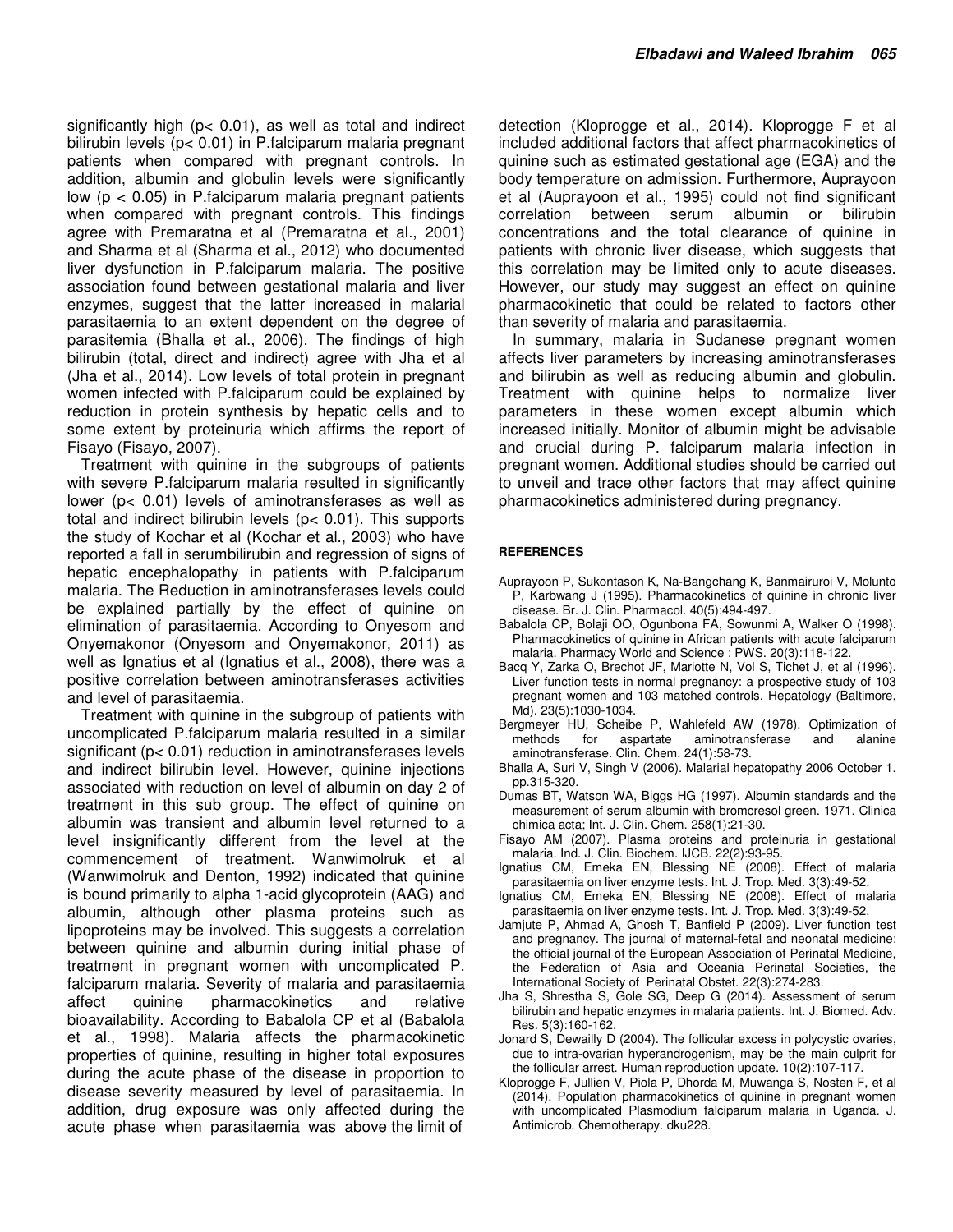significantly high ($p< 0.01$), as well as total and indirect bilirubin levels ($p< 0.01$) in P.falciparum malaria pregnant patients when compared with pregnant controls. In addition, albumin and globulin levels were significantly low ($p < 0.05$) in P.falciparum malaria pregnant patients when compared with pregnant controls. This findings agree with Premaratna et al (Premaratna et al., 2001) and Sharma et al (Sharma et al., 2012) who documented liver dysfunction in P.falciparum malaria. The positive association found between gestational malaria and liver enzymes, suggest that the latter increased in malarial parasitaemia to an extent dependent on the degree of parasitemia (Bhalla et al., 2006). The findings of high bilirubin (total, direct and indirect) agree with Jha et al (Jha et al., 2014). Low levels of total protein in pregnant women infected with P.falciparum could be explained by reduction in protein synthesis by hepatic cells and to some extent by proteinuria which affirms the report of Fisayo (Fisayo, 2007).

Treatment with quinine in the subgroups of patients with severe P.falciparum malaria resulted in significantly lower ($p< 0.01$) levels of aminotransferases as well as total and indirect bilirubin levels ($p< 0.01$). This supports the study of Kochar et al (Kochar et al., 2003) who have reported a fall in serumbilirubin and regression of signs of hepatic encephalopathy in patients with P.falciparum malaria. The Reduction in aminotransferases levels could be explained partially by the effect of quinine on elimination of parasitaemia. According to Onyesom and Onyemakonor (Onyesom and Onyemakonor, 2011) as well as Ignatius et al (Ignatius et al., 2008), there was a positive correlation between aminotransferases activities and level of parasitaemia.

Treatment with quinine in the subgroup of patients with uncomplicated P.falciparum malaria resulted in a similar significant ($p< 0.01$) reduction in aminotransferases levels and indirect bilirubin level. However, quinine injections associated with reduction on level of albumin on day 2 of treatment in this sub group. The effect of quinine on albumin was transient and albumin level returned to a level insignificantly different from the level at the commencement of treatment. Wanwimolruk et al (Wanwimolruk and Denton, 1992) indicated that quinine is bound primarily to alpha 1-acid glycoprotein (AAG) and albumin, although other plasma proteins such as lipoproteins may be involved. This suggests a correlation between quinine and albumin during initial phase of treatment in pregnant women with uncomplicated P. falciparum malaria. Severity of malaria and parasitaemia affect quinine pharmacokinetics and relative bioavailability. According to Babalola CP et al (Babalola et al., 1998). Malaria affects the pharmacokinetic properties of quinine, resulting in higher total exposures during the acute phase of the disease in proportion to disease severity measured by level of parasitaemia. In addition, drug exposure was only affected during the acute phase when parasitaemia was above the limit of detection (Kloprogge et al., 2014). Kloprogge F et al included additional factors that affect pharmacokinetics of quinine such as estimated gestational age (EGA) and the body temperature on admission. Furthermore, Auprayoon et al (Auprayoon et al., 1995) could not find significant correlation between serum albumin or bilirubin concentrations and the total clearance of quinine in patients with chronic liver disease, which suggests that this correlation may be limited only to acute diseases. However, our study may suggest an effect on quinine pharmacokinetic that could be related to factors other than severity of malaria and parasitaemia.

In summary, malaria in Sudanese pregnant women affects liver parameters by increasing aminotransferases and bilirubin as well as reducing albumin and globulin. Treatment with quinine helps to normalize liver parameters in these women except albumin which increased initially. Monitor of albumin might be advisable and crucial during P. falciparum malaria infection in pregnant women. Additional studies should be carried out to unveil and trace other factors that may affect quinine pharmacokinetics administered during pregnancy.

## REFERENCES

Auprayoon P, Sukontason K, Na-Bangchang K, Banmairuroi V, Molunto P, Karbwang J (1995). Pharmacokinetics of quinine in chronic liver disease. Br. J. Clin. Pharmacol. 40(5):494-497.

Babalola CP, Bolaji OO, Ogunbona FA, Sowunmi A, Walker O (1998). Pharmacokinetics of quinine in African patients with acute falciparum malaria. Pharmacy World and Science : PWS. 20(3):118-122.

Bacq Y, Zarka O, Brechot JF, Mariotte N, Vol S, Tichet J, et al (1996). Liver function tests in normal pregnancy: a prospective study of 103 pregnant women and 103 matched controls. Hepatology (Baltimore, Md). 23(5):1030-1034.

Bergmeyer HU, Scheibe P, Wahlefeld AW (1978). Optimization of methods for aspartate aminotransferase and alanine aminotransferase. Clin. Chem. 24(1):58-73.

Bhalla A, Suri V, Singh V (2006). Malarial hepatopathy 2006 October 1. pp.315-320.

Dumas BT, Watson WA, Biggs HG (1997). Albumin standards and the measurement of serum albumin with bromcresol green. 1971. Clinica chimica acta; Int. J. Clin. Chem. 258(1):21-30.

Fisayo AM (2007). Plasma proteins and proteinuria in gestational malaria. Ind. J. Clin. Biochem. IJCB. 22(2):93-95.

Ignatius CM, Emeka EN, Blessing NE (2008). Effect of malaria parasitaemia on liver enzyme tests. Int. J. Trop. Med. 3(3):49-52.

Ignatius CM, Emeka EN, Blessing NE (2008). Effect of malaria parasitaemia on liver enzyme tests. Int. J. Trop. Med. 3(3):49-52.

Jamjute P, Ahmad A, Ghosh T, Banfield P (2009). Liver function test and pregnancy. The journal of maternal-fetal and neonatal medicine: the official journal of the European Association of Perinatal Medicine, the Federation of Asia and Oceania Perinatal Societies, the International Society of Perinatal Obstet. 22(3):274-283.

Jha S, Shrestha S, Gole SG, Deep G (2014). Assessment of serum bilirubin and hepatic enzymes in malaria patients. Int. J. Biomed. Adv. Res. 5(3):160-162.

Jonard S, Dewailly D (2004). The follicular excess in polycystic ovaries, due to intra-ovarian hyperandrogenism, may be the main culprit for the follicular arrest. Human reproduction update. 10(2):107-117.

Kloprogge F, Jullien V, Piola P, Dhorda M, Muwanga S, Nosten F, et al (2014). Population pharmacokinetics of quinine in pregnant women with uncomplicated Plasmodium falciparum malaria in Uganda. J. Antimicrob. Chemotherapy. dku228.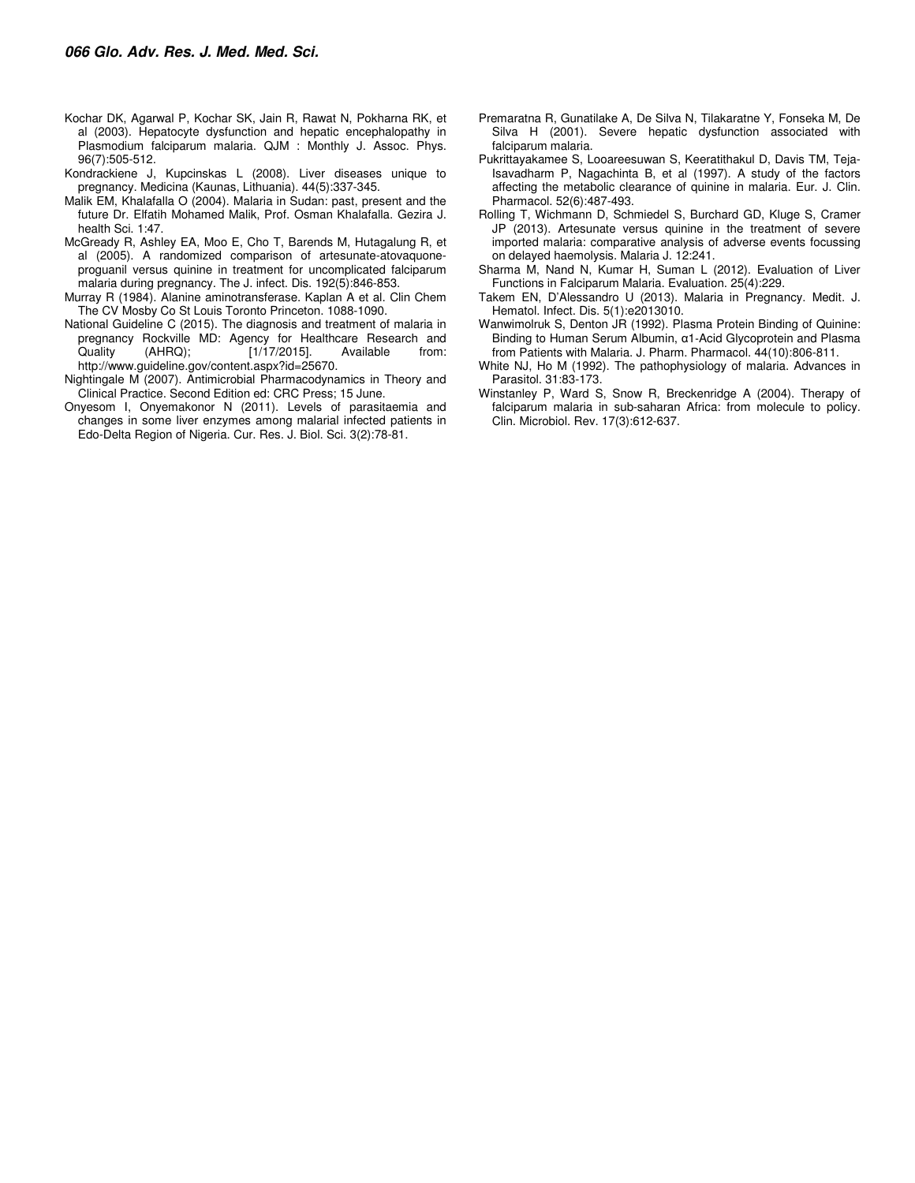Kochar DK, Agarwal P, Kochar SK, Jain R, Rawat N, Pokharna RK, et al (2003). Hepatocyte dysfunction and hepatic encephalopathy in Plasmodium falciparum malaria. QJM : Monthly J. Assoc. Phys. 96(7):505-512.

Kondrackiene J, Kupcinskas L (2008). Liver diseases unique to pregnancy. Medicina (Kaunas, Lithuania). 44(5):337-345.

Malik EM, Khalafalla O (2004). Malaria in Sudan: past, present and the future Dr. Elfatih Mohamed Malik, Prof. Osman Khalafalla. Gezira J. health Sci. 1:47.

McGready R, Ashley EA, Moo E, Cho T, Barends M, Hutagalung R, et al (2005). A randomized comparison of artesunate-atovaquone-proguanil versus quinine in treatment for uncomplicated falciparum malaria during pregnancy. The J. infect. Dis. 192(5):846-853.

Murray R (1984). Alanine aminotransferase. Kaplan A et al. Clin Chem The CV Mosby Co St Louis Toronto Princeton. 1088-1090.

National Guideline C (2015). The diagnosis and treatment of malaria in pregnancy Rockville MD: Agency for Healthcare Research and Quality (AHRQ); [1/17/2015]. Available from: http://www.guideline.gov/content.aspx?id=25670.

Nightingale M (2007). Antimicrobial Pharmacodynamics in Theory and Clinical Practice. Second Edition ed: CRC Press; 15 June.

Onyesom I, Onyemakonor N (2011). Levels of parasitaemia and changes in some liver enzymes among malarial infected patients in Edo-Delta Region of Nigeria. Cur. Res. J. Biol. Sci. 3(2):78-81.

Premaratna R, Gunatilake A, De Silva N, Tilakaratne Y, Fonseka M, De Silva H (2001). Severe hepatic dysfunction associated with falciparum malaria.

Pukrittayakamee S, Looareesuwan S, Keeratithakul D, Davis TM, Teja-Isavadharm P, Nagachinta B, et al (1997). A study of the factors affecting the metabolic clearance of quinine in malaria. Eur. J. Clin. Pharmacol. 52(6):487-493.

Rolling T, Wichmann D, Schmiedel S, Burchard GD, Kluge S, Cramer JP (2013). Artesunate versus quinine in the treatment of severe imported malaria: comparative analysis of adverse events focussing on delayed haemolysis. Malaria J. 12:241.

Sharma M, Nand N, Kumar H, Suman L (2012). Evaluation of Liver Functions in Falciparum Malaria. Evaluation. 25(4):229.

Takem EN, D'Alessandro U (2013). Malaria in Pregnancy. Medit. J. Hematol. Infect. Dis. 5(1):e2013010.

Wanwimolruk S, Denton JR (1992). Plasma Protein Binding of Quinine: Binding to Human Serum Albumin, α1-Acid Glycoprotein and Plasma from Patients with Malaria. J. Pharm. Pharmacol. 44(10):806-811.

White NJ, Ho M (1992). The pathophysiology of malaria. Advances in Parasitol. 31:83-173.

Winstanley P, Ward S, Snow R, Breckenridge A (2004). Therapy of falciparum malaria in sub-saharan Africa: from molecule to policy. Clin. Microbiol. Rev. 17(3):612-637.